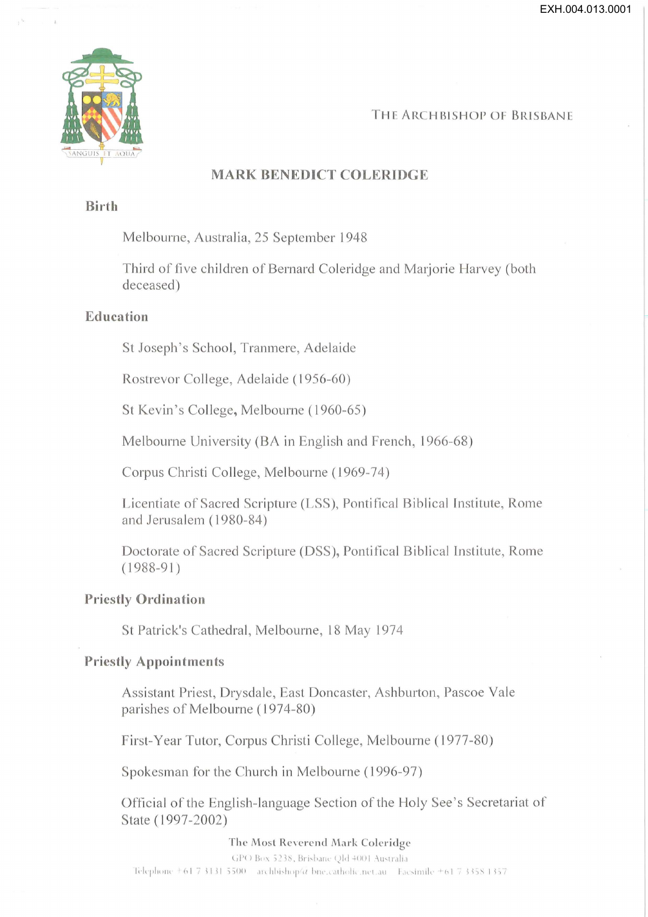THE ARCHBISHOP OF BRISBANE

# MARK BENEDICT COLERIDGE

## Birth

Melbourne, Australia, 25 September 1948

Third of five children of Bernard Coleridge and Marjorie Harvey (both deceased)

## Education

St Joseph's School, Tranmere, Adelaide

Rostrevor College, Adelaide (1956-60)

St Kevin's College, Melbourne (1960-65)

Melbourne University (BA in English and French, 1966-68)

Corpus Christi College, Melbourne (1969-74)

Licentiate of Sacred Scripture (LSS), Pontifical Biblical Institute, Rome and Jerusalem (1980-84)

Doctorate of Sacred Scripture (DSS), Pontifical Biblical Institute, Rome (1988-91)

## Priestly Ordination

St Patrick's Cathedral, Melbourne, 18 May 1974

## Priestly Appointments

Assistant Priest, Drysdale, East Doncaster, Ashburton, Pascoe Vale parishes of Melbourne (1974-80)

First-Year Tutor, Corpus Christi College, Melbourne (1977-80)

Spokesman for the Church in Melbourne (1996-97)

Official of the English-language Section of the Holy See's Secretariat of State (1997-2002)

The Most Reverend Mark Coleridge
GPO Box 5238, Brisbane Qld 4001 Australia
Telephone +61 7 3131 5500 archbishop@bne.catholic.net.au Facsimile +61 7 3358 1357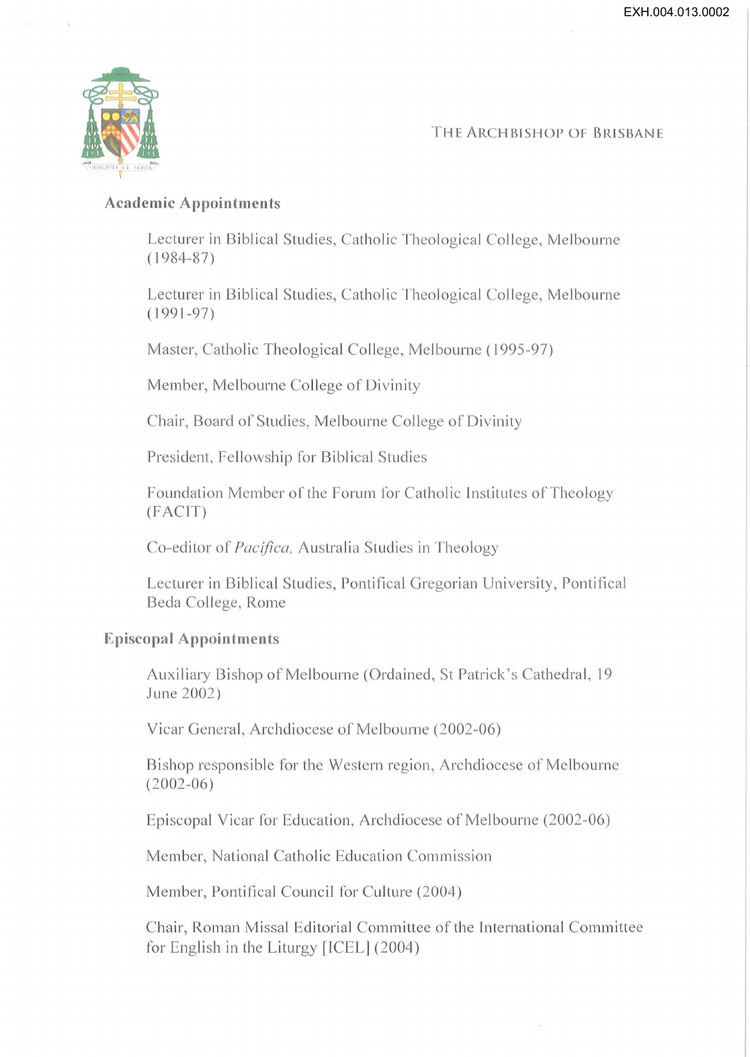THE ARCHBISHOP OF BRISBANE

## Academic Appointments

Lecturer in Biblical Studies, Catholic Theological College, Melbourne (1984-87)

Lecturer in Biblical Studies, Catholic Theological College, Melbourne (1991-97)

Master, Catholic Theological College, Melbourne (1995-97)

Member, Melbourne College of Divinity

Chair, Board of Studies, Melbourne College of Divinity

President, Fellowship for Biblical Studies

Foundation Member of the Forum for Catholic Institutes of Theology (FACIT)

Co-editor of *Pacifica,* Australia Studies in Theology

Lecturer in Biblical Studies, Pontifical Gregorian University, Pontifical Beda College, Rome

## Episcopal Appointments

Auxiliary Bishop of Melbourne (Ordained, St Patrick's Cathedral, 19 June 2002)

Vicar General, Archdiocese of Melbourne (2002-06)

Bishop responsible for the Western region, Archdiocese of Melbourne (2002-06)

Episcopal Vicar for Education, Archdiocese of Melbourne (2002-06)

Member, National Catholic Education Commission

Member, Pontifical Council for Culture (2004)

Chair, Roman Missal Editorial Committee of the International Committee for English in the Liturgy [ICEL] (2004)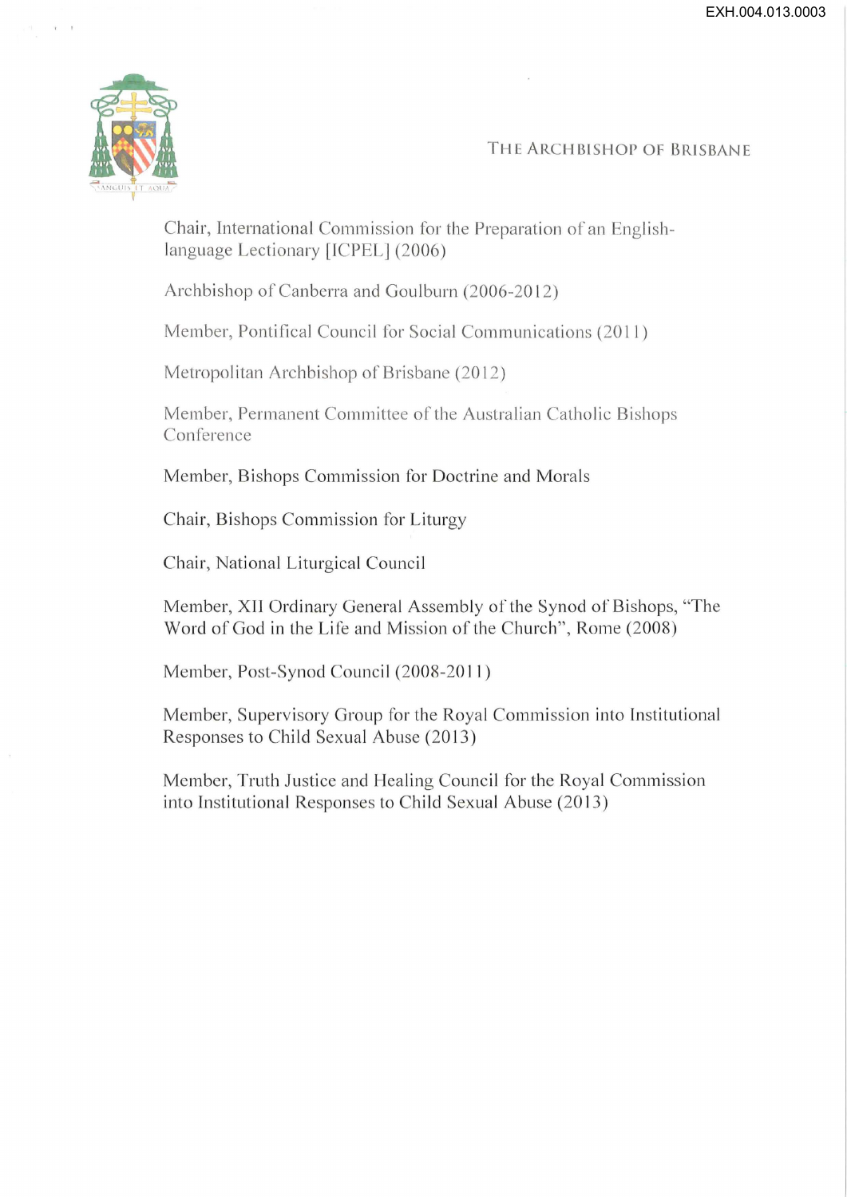THE ARCHBISHOP OF BRISBANE

Chair, International Commission for the Preparation of an English-language Lectionary [ICPEL] (2006)

Archbishop of Canberra and Goulburn (2006-2012)

Member, Pontifical Council for Social Communications (2011)

Metropolitan Archbishop of Brisbane (2012)

Member, Permanent Committee of the Australian Catholic Bishops Conference

Member, Bishops Commission for Doctrine and Morals

Chair, Bishops Commission for Liturgy

Chair, National Liturgical Council

Member, XII Ordinary General Assembly of the Synod of Bishops, "The Word of God in the Life and Mission of the Church", Rome (2008)

Member, Post-Synod Council (2008-2011)

Member, Supervisory Group for the Royal Commission into Institutional Responses to Child Sexual Abuse (2013)

Member, Truth Justice and Healing Council for the Royal Commission into Institutional Responses to Child Sexual Abuse (2013)